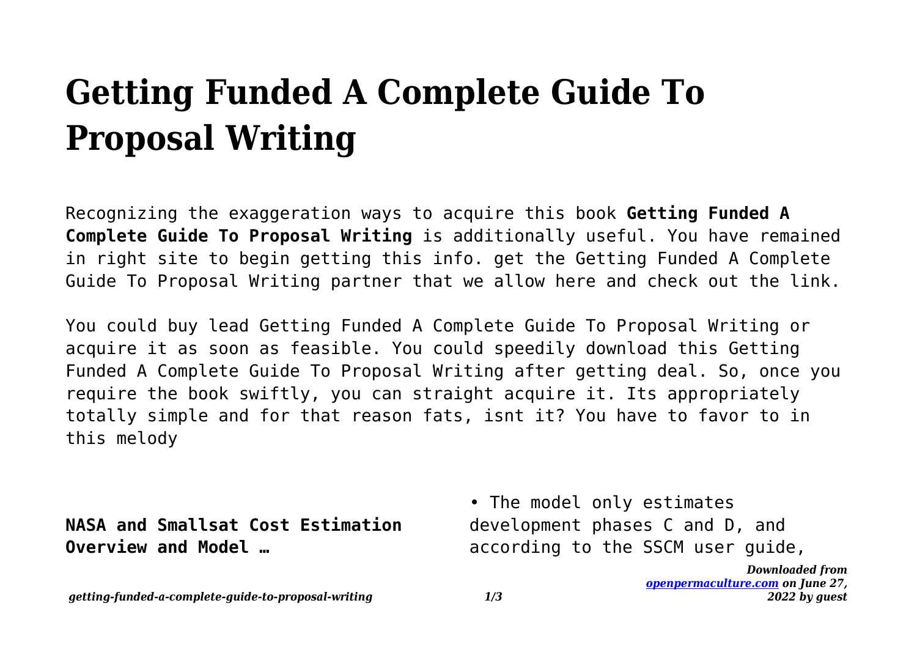# Getting Funded A Complete Guide To Proposal Writing

Recognizing the exaggeration ways to acquire this book **Getting Funded A Complete Guide To Proposal Writing** is additionally useful. You have remained in right site to begin getting this info. get the Getting Funded A Complete Guide To Proposal Writing partner that we allow here and check out the link.

You could buy lead Getting Funded A Complete Guide To Proposal Writing or acquire it as soon as feasible. You could speedily download this Getting Funded A Complete Guide To Proposal Writing after getting deal. So, once you require the book swiftly, you can straight acquire it. Its appropriately totally simple and for that reason fats, isnt it? You have to favor to in this melody

**NASA and Smallsat Cost Estimation Overview and Model …**

• The model only estimates development phases C and D, and according to the SSCM user guide,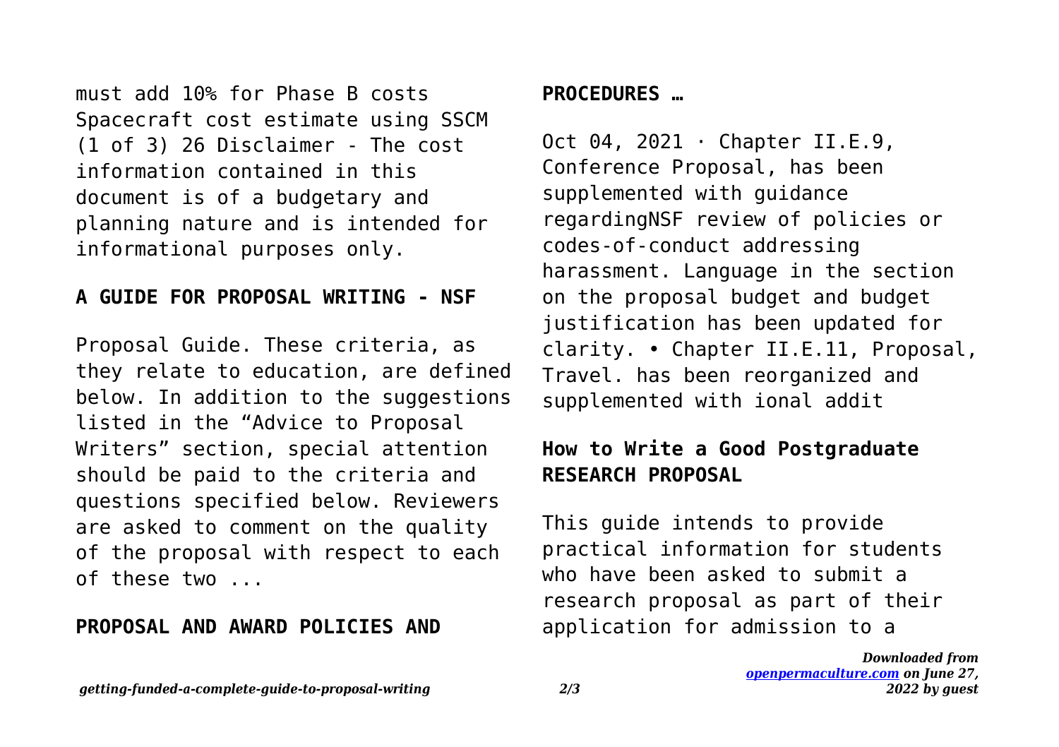must add 10% for Phase B costs Spacecraft cost estimate using SSCM (1 of 3) 26 Disclaimer - The cost information contained in this document is of a budgetary and planning nature and is intended for informational purposes only.

## A GUIDE FOR PROPOSAL WRITING - NSF

Proposal Guide. These criteria, as they relate to education, are defined below. In addition to the suggestions listed in the "Advice to Proposal Writers" section, special attention should be paid to the criteria and questions specified below. Reviewers are asked to comment on the quality of the proposal with respect to each of these two ...

## PROPOSAL AND AWARD POLICIES AND PROCEDURES …

Oct 04, 2021 · Chapter II.E.9, Conference Proposal, has been supplemented with guidance regardingNSF review of policies or codes-of-conduct addressing harassment. Language in the section on the proposal budget and budget justification has been updated for clarity. • Chapter II.E.11, Proposal, Travel. has been reorganized and supplemented with ional addit

## How to Write a Good Postgraduate RESEARCH PROPOSAL

This guide intends to provide practical information for students who have been asked to submit a research proposal as part of their application for admission to a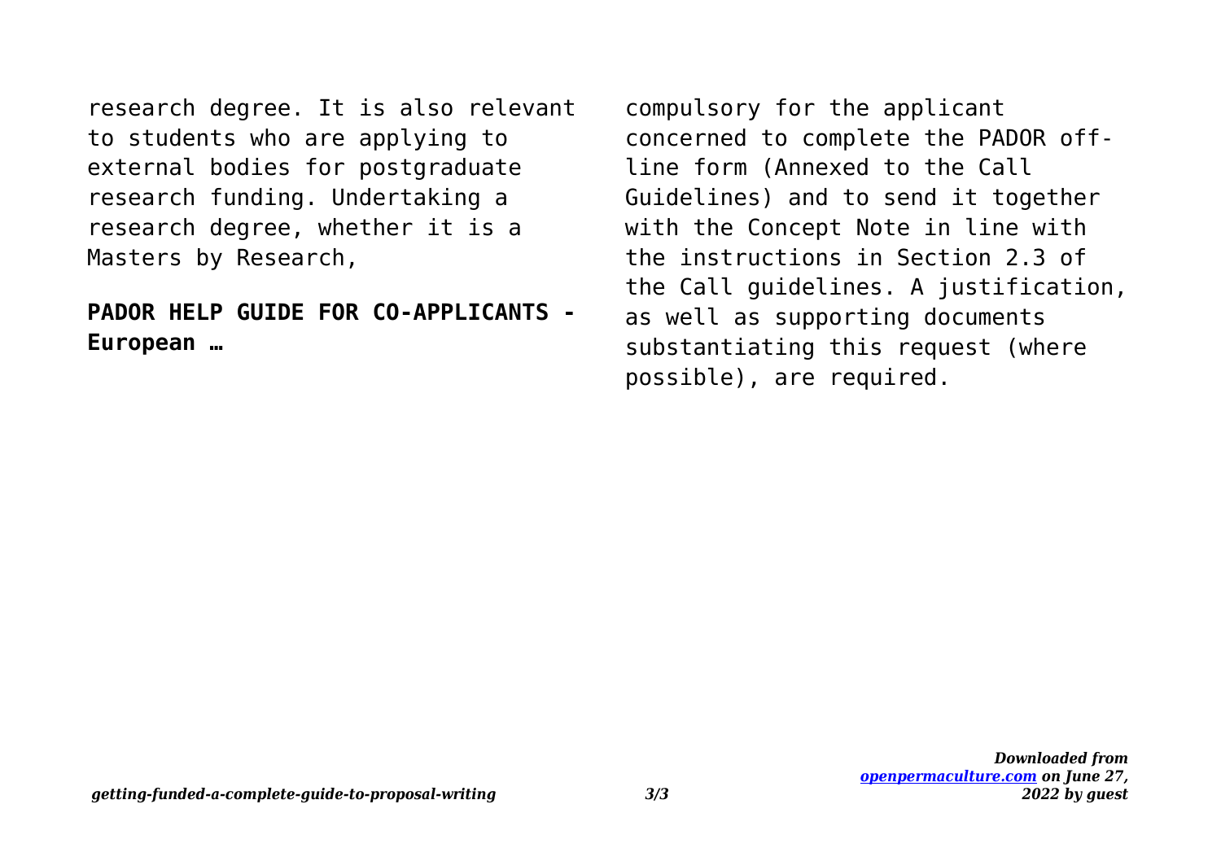research degree. It is also relevant to students who are applying to external bodies for postgraduate research funding. Undertaking a research degree, whether it is a Masters by Research,

**PADOR HELP GUIDE FOR CO-APPLICANTS - European …**

compulsory for the applicant concerned to complete the PADOR off-line form (Annexed to the Call Guidelines) and to send it together with the Concept Note in line with the instructions in Section 2.3 of the Call guidelines. A justification, as well as supporting documents substantiating this request (where possible), are required.